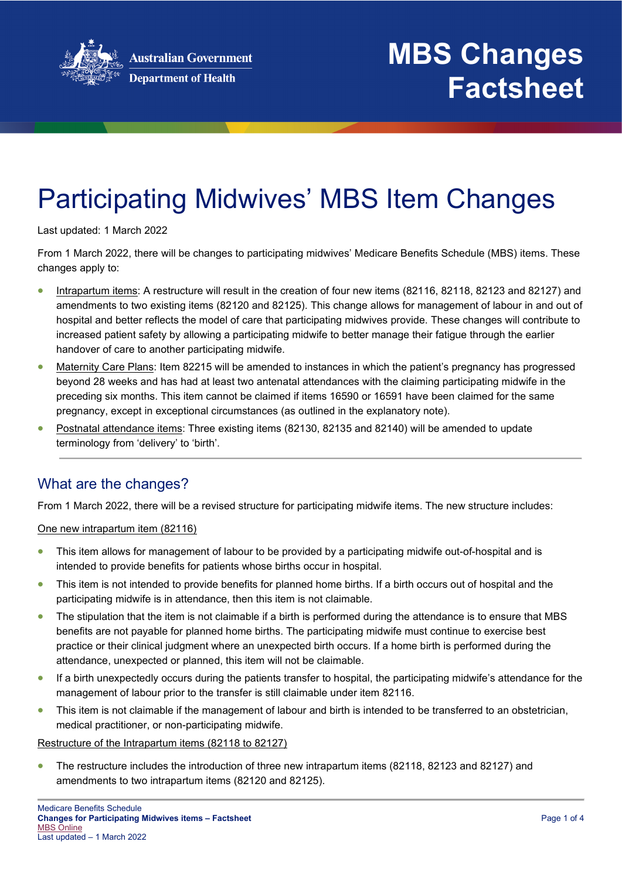Australian Government
Department of Health

# MBS Changes Factsheet

# Participating Midwives' MBS Item Changes

Last updated: 1 March 2022

From 1 March 2022, there will be changes to participating midwives' Medicare Benefits Schedule (MBS) items. These changes apply to:

- Intrapartum items: A restructure will result in the creation of four new items (82116, 82118, 82123 and 82127) and amendments to two existing items (82120 and 82125). This change allows for management of labour in and out of hospital and better reflects the model of care that participating midwives provide. These changes will contribute to increased patient safety by allowing a participating midwife to better manage their fatigue through the earlier handover of care to another participating midwife.
- Maternity Care Plans: Item 82215 will be amended to instances in which the patient's pregnancy has progressed beyond 28 weeks and has had at least two antenatal attendances with the claiming participating midwife in the preceding six months. This item cannot be claimed if items 16590 or 16591 have been claimed for the same pregnancy, except in exceptional circumstances (as outlined in the explanatory note).
- Postnatal attendance items: Three existing items (82130, 82135 and 82140) will be amended to update terminology from 'delivery' to 'birth'.

## What are the changes?

From 1 March 2022, there will be a revised structure for participating midwife items. The new structure includes:

One new intrapartum item (82116)

- This item allows for management of labour to be provided by a participating midwife out-of-hospital and is intended to provide benefits for patients whose births occur in hospital.
- This item is not intended to provide benefits for planned home births. If a birth occurs out of hospital and the participating midwife is in attendance, then this item is not claimable.
- The stipulation that the item is not claimable if a birth is performed during the attendance is to ensure that MBS benefits are not payable for planned home births. The participating midwife must continue to exercise best practice or their clinical judgment where an unexpected birth occurs. If a home birth is performed during the attendance, unexpected or planned, this item will not be claimable.
- If a birth unexpectedly occurs during the patients transfer to hospital, the participating midwife's attendance for the management of labour prior to the transfer is still claimable under item 82116.
- This item is not claimable if the management of labour and birth is intended to be transferred to an obstetrician, medical practitioner, or non-participating midwife.

Restructure of the Intrapartum items (82118 to 82127)

- The restructure includes the introduction of three new intrapartum items (82118, 82123 and 82127) and amendments to two intrapartum items (82120 and 82125).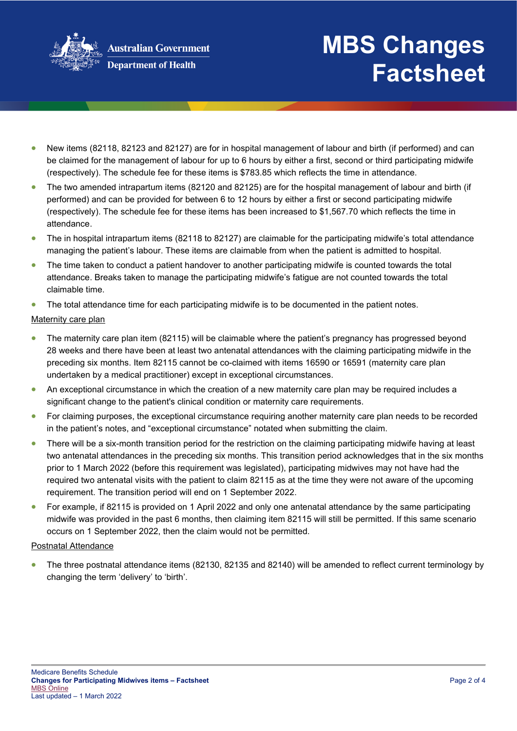- New items (82118, 82123 and 82127) are for in hospital management of labour and birth (if performed) and can be claimed for the management of labour for up to 6 hours by either a first, second or third participating midwife (respectively). The schedule fee for these items is $783.85 which reflects the time in attendance.
- The two amended intrapartum items (82120 and 82125) are for the hospital management of labour and birth (if performed) and can be provided for between 6 to 12 hours by either a first or second participating midwife (respectively). The schedule fee for these items has been increased to $1,567.70 which reflects the time in attendance.
- The in hospital intrapartum items (82118 to 82127) are claimable for the participating midwife's total attendance managing the patient's labour. These items are claimable from when the patient is admitted to hospital.
- The time taken to conduct a patient handover to another participating midwife is counted towards the total attendance. Breaks taken to manage the participating midwife's fatigue are not counted towards the total claimable time.
- The total attendance time for each participating midwife is to be documented in the patient notes.

Maternity care plan

- The maternity care plan item (82115) will be claimable where the patient's pregnancy has progressed beyond 28 weeks and there have been at least two antenatal attendances with the claiming participating midwife in the preceding six months. Item 82115 cannot be co-claimed with items 16590 or 16591 (maternity care plan undertaken by a medical practitioner) except in exceptional circumstances.
- An exceptional circumstance in which the creation of a new maternity care plan may be required includes a significant change to the patient's clinical condition or maternity care requirements.
- For claiming purposes, the exceptional circumstance requiring another maternity care plan needs to be recorded in the patient's notes, and "exceptional circumstance" notated when submitting the claim.
- There will be a six-month transition period for the restriction on the claiming participating midwife having at least two antenatal attendances in the preceding six months. This transition period acknowledges that in the six months prior to 1 March 2022 (before this requirement was legislated), participating midwives may not have had the required two antenatal visits with the patient to claim 82115 as at the time they were not aware of the upcoming requirement. The transition period will end on 1 September 2022.
- For example, if 82115 is provided on 1 April 2022 and only one antenatal attendance by the same participating midwife was provided in the past 6 months, then claiming item 82115 will still be permitted. If this same scenario occurs on 1 September 2022, then the claim would not be permitted.

Postnatal Attendance

- The three postnatal attendance items (82130, 82135 and 82140) will be amended to reflect current terminology by changing the term 'delivery' to 'birth'.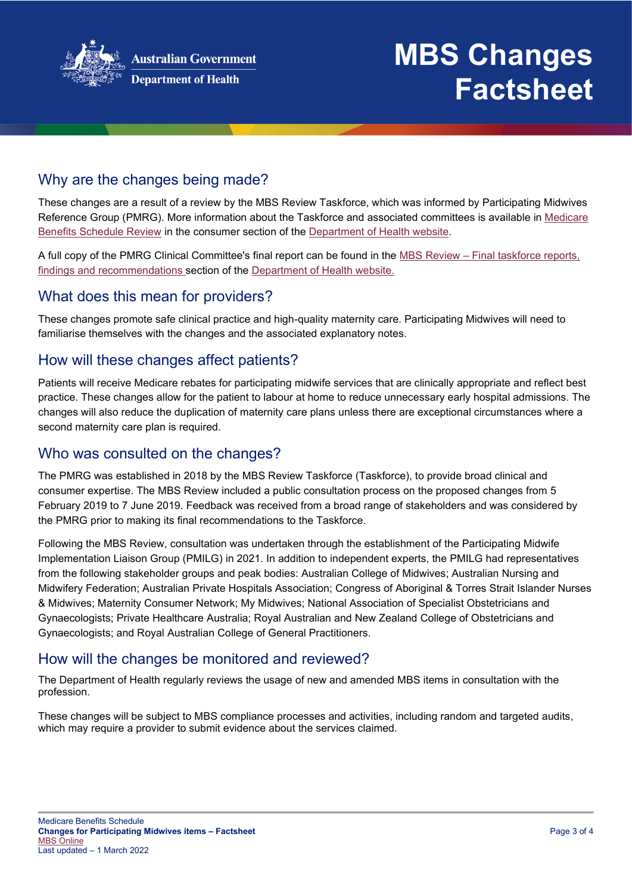## Why are the changes being made?

These changes are a result of a review by the MBS Review Taskforce, which was informed by Participating Midwives Reference Group (PMRG). More information about the Taskforce and associated committees is available in Medicare Benefits Schedule Review in the consumer section of the Department of Health website.

A full copy of the PMRG Clinical Committee's final report can be found in the MBS Review – Final taskforce reports, findings and recommendations section of the Department of Health website.

## What does this mean for providers?

These changes promote safe clinical practice and high-quality maternity care. Participating Midwives will need to familiarise themselves with the changes and the associated explanatory notes.

## How will these changes affect patients?

Patients will receive Medicare rebates for participating midwife services that are clinically appropriate and reflect best practice. These changes allow for the patient to labour at home to reduce unnecessary early hospital admissions. The changes will also reduce the duplication of maternity care plans unless there are exceptional circumstances where a second maternity care plan is required.

## Who was consulted on the changes?

The PMRG was established in 2018 by the MBS Review Taskforce (Taskforce), to provide broad clinical and consumer expertise. The MBS Review included a public consultation process on the proposed changes from 5 February 2019 to 7 June 2019. Feedback was received from a broad range of stakeholders and was considered by the PMRG prior to making its final recommendations to the Taskforce.

Following the MBS Review, consultation was undertaken through the establishment of the Participating Midwife Implementation Liaison Group (PMILG) in 2021. In addition to independent experts, the PMILG had representatives from the following stakeholder groups and peak bodies: Australian College of Midwives; Australian Nursing and Midwifery Federation; Australian Private Hospitals Association; Congress of Aboriginal & Torres Strait Islander Nurses & Midwives; Maternity Consumer Network; My Midwives; National Association of Specialist Obstetricians and Gynaecologists; Private Healthcare Australia; Royal Australian and New Zealand College of Obstetricians and Gynaecologists; and Royal Australian College of General Practitioners.

## How will the changes be monitored and reviewed?

The Department of Health regularly reviews the usage of new and amended MBS items in consultation with the profession.

These changes will be subject to MBS compliance processes and activities, including random and targeted audits, which may require a provider to submit evidence about the services claimed.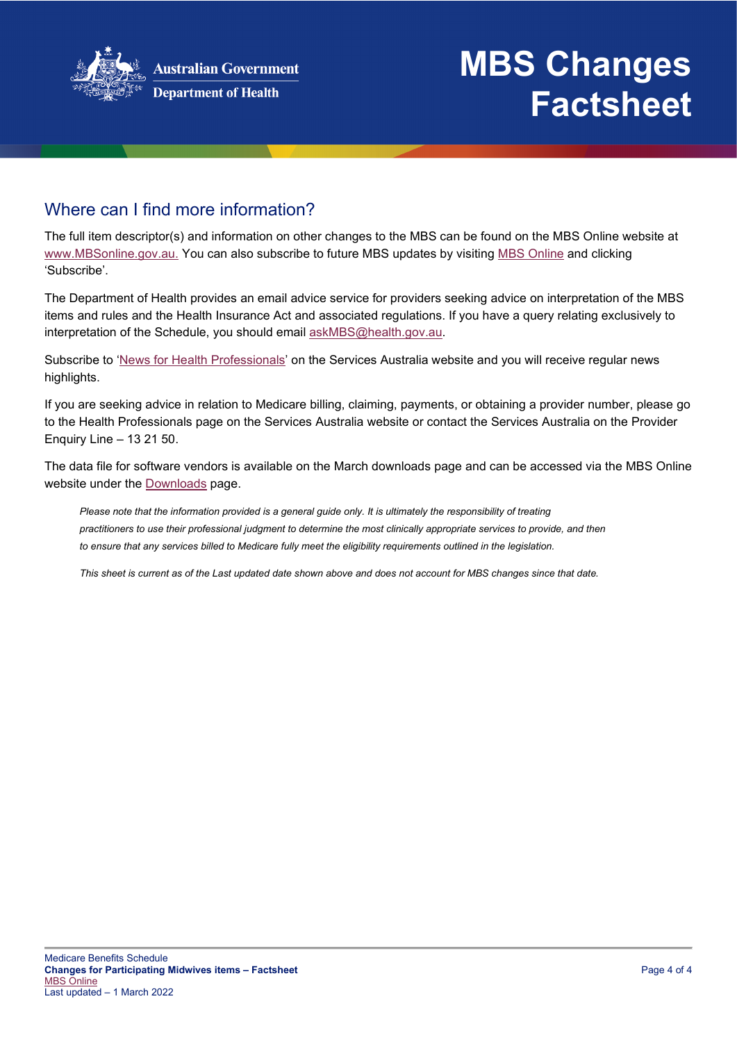## Where can I find more information?

The full item descriptor(s) and information on other changes to the MBS can be found on the MBS Online website at www.MBSonline.gov.au. You can also subscribe to future MBS updates by visiting MBS Online and clicking 'Subscribe'.

The Department of Health provides an email advice service for providers seeking advice on interpretation of the MBS items and rules and the Health Insurance Act and associated regulations. If you have a query relating exclusively to interpretation of the Schedule, you should email askMBS@health.gov.au.

Subscribe to 'News for Health Professionals' on the Services Australia website and you will receive regular news highlights.

If you are seeking advice in relation to Medicare billing, claiming, payments, or obtaining a provider number, please go to the Health Professionals page on the Services Australia website or contact the Services Australia on the Provider Enquiry Line – 13 21 50.

The data file for software vendors is available on the March downloads page and can be accessed via the MBS Online website under the Downloads page.

*Please note that the information provided is a general guide only. It is ultimately the responsibility of treating practitioners to use their professional judgment to determine the most clinically appropriate services to provide, and then to ensure that any services billed to Medicare fully meet the eligibility requirements outlined in the legislation.*

*This sheet is current as of the Last updated date shown above and does not account for MBS changes since that date.*